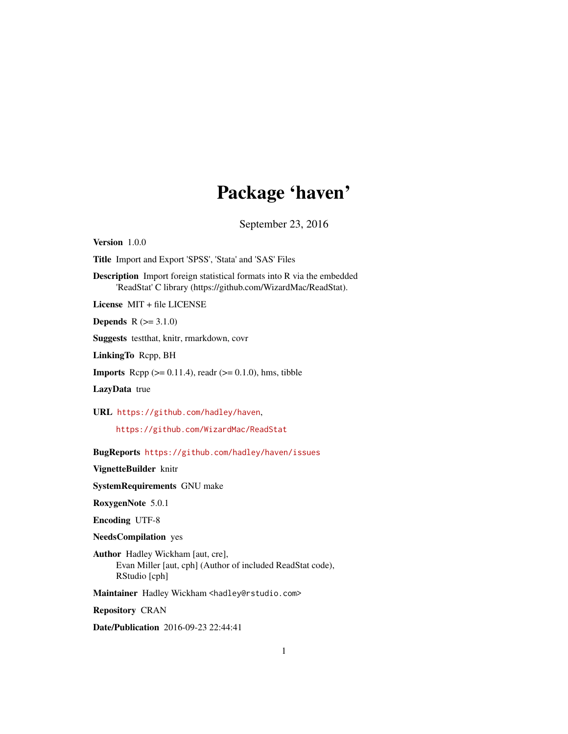# Package 'haven'

September 23, 2016

**Version** 1.0.0

**Title** Import and Export 'SPSS', 'Stata' and 'SAS' Files

**Description** Import foreign statistical formats into R via the embedded 'ReadStat' C library (https://github.com/WizardMac/ReadStat).

**License** MIT + file LICENSE

**Depends** R (>= 3.1.0)

**Suggests** testthat, knitr, rmarkdown, covr

**LinkingTo** Rcpp, BH

**Imports** Rcpp (>= 0.11.4), readr (>= 0.1.0), hms, tibble

**LazyData** true

**URL** https://github.com/hadley/haven,

https://github.com/WizardMac/ReadStat

**BugReports** https://github.com/hadley/haven/issues

**VignetteBuilder** knitr

**SystemRequirements** GNU make

**RoxygenNote** 5.0.1

**Encoding** UTF-8

**NeedsCompilation** yes

**Author** Hadley Wickham [aut, cre],
Evan Miller [aut, cph] (Author of included ReadStat code),
RStudio [cph]

**Maintainer** Hadley Wickham <hadley@rstudio.com>

**Repository** CRAN

**Date/Publication** 2016-09-23 22:44:41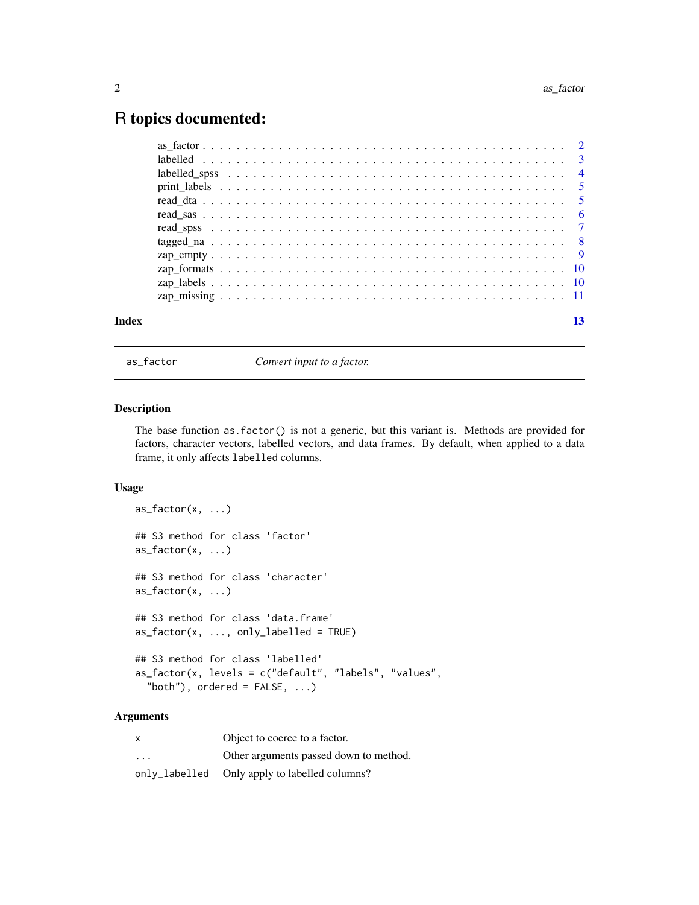# R topics documented:

| | |
|---|---|
| as_factor | 2 |
| labelled | 3 |
| labelled_spss | 4 |
| print_labels | 5 |
| read_dta | 5 |
| read_sas | 6 |
| read_spss | 7 |
| tagged_na | 8 |
| zap_empty | 9 |
| zap_formats | 10 |
| zap_labels | 10 |
| zap_missing | 11 |

**Index** 13

---

`as_factor` *Convert input to a factor.*

---

### Description

The base function `as.factor()` is not a generic, but this variant is. Methods are provided for factors, character vectors, labelled vectors, and data frames. By default, when applied to a data frame, it only affects `labelled` columns.

### Usage

```
as_factor(x, ...)

## S3 method for class 'factor'
as_factor(x, ...)

## S3 method for class 'character'
as_factor(x, ...)

## S3 method for class 'data.frame'
as_factor(x, ..., only_labelled = TRUE)

## S3 method for class 'labelled'
as_factor(x, levels = c("default", "labels", "values",
  "both"), ordered = FALSE, ...)
```

### Arguments

| | |
|---|---|
| `x` | Object to coerce to a factor. |
| `...` | Other arguments passed down to method. |
| `only_labelled` | Only apply to labelled columns? |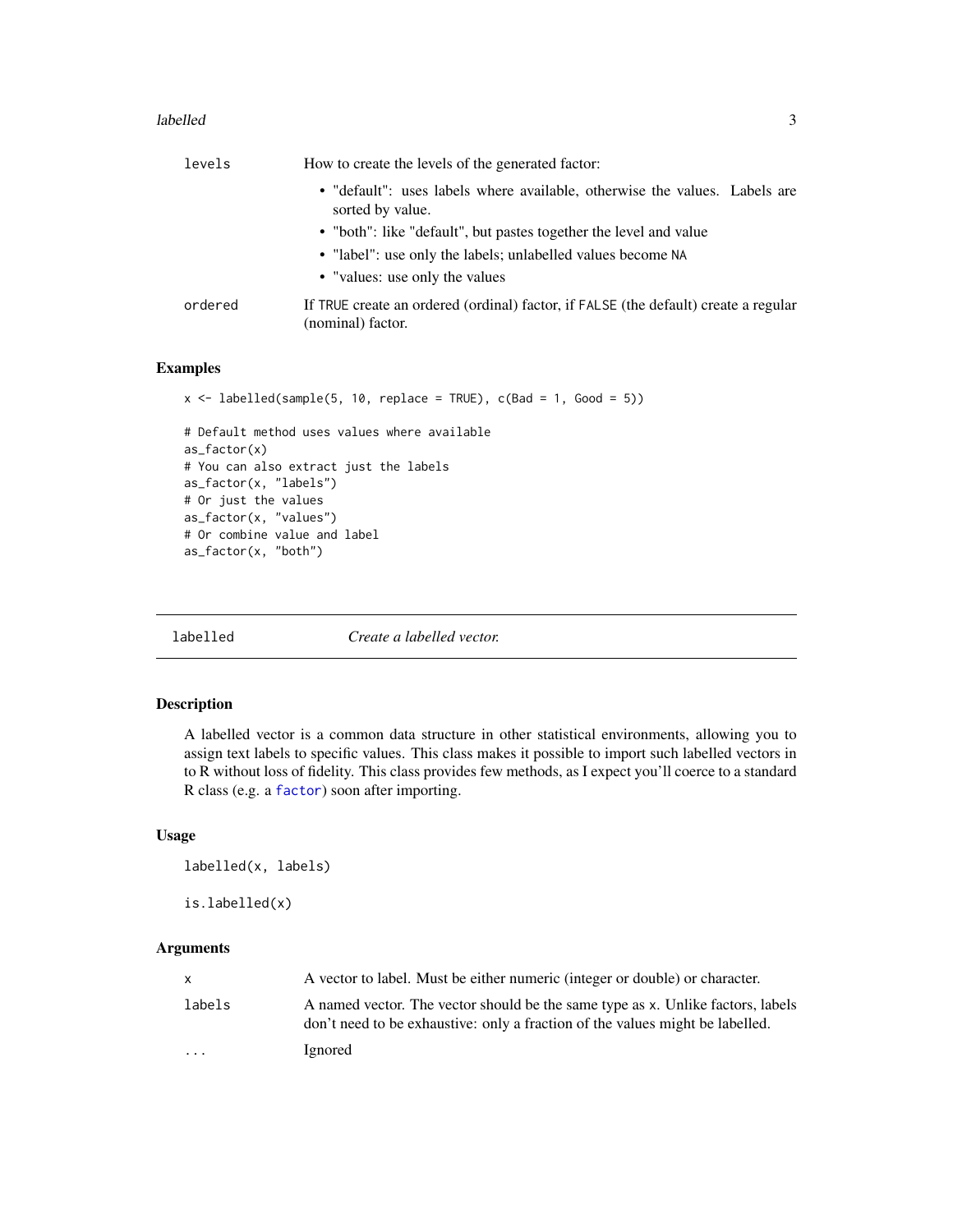| | |
|---|---|
| levels | How to create the levels of the generated factor:<br>• "default": uses labels where available, otherwise the values. Labels are sorted by value.<br>• "both": like "default", but pastes together the level and value<br>• "label": use only the labels; unlabelled values become NA<br>• "values: use only the values |
| ordered | If TRUE create an ordered (ordinal) factor, if FALSE (the default) create a regular (nominal) factor. |

## Examples

```
x <- labelled(sample(5, 10, replace = TRUE), c(Bad = 1, Good = 5))

# Default method uses values where available
as_factor(x)
# You can also extract just the labels
as_factor(x, "labels")
# Or just the values
as_factor(x, "values")
# Or combine value and label
as_factor(x, "both")
```

---

# labelled — *Create a labelled vector.*

## Description

A labelled vector is a common data structure in other statistical environments, allowing you to assign text labels to specific values. This class makes it possible to import such labelled vectors in to R without loss of fidelity. This class provides few methods, as I expect you'll coerce to a standard R class (e.g. a `factor`) soon after importing.

## Usage

```
labelled(x, labels)

is.labelled(x)
```

## Arguments

| | |
|---|---|
| x | A vector to label. Must be either numeric (integer or double) or character. |
| labels | A named vector. The vector should be the same type as x. Unlike factors, labels don't need to be exhaustive: only a fraction of the values might be labelled. |
| ... | Ignored |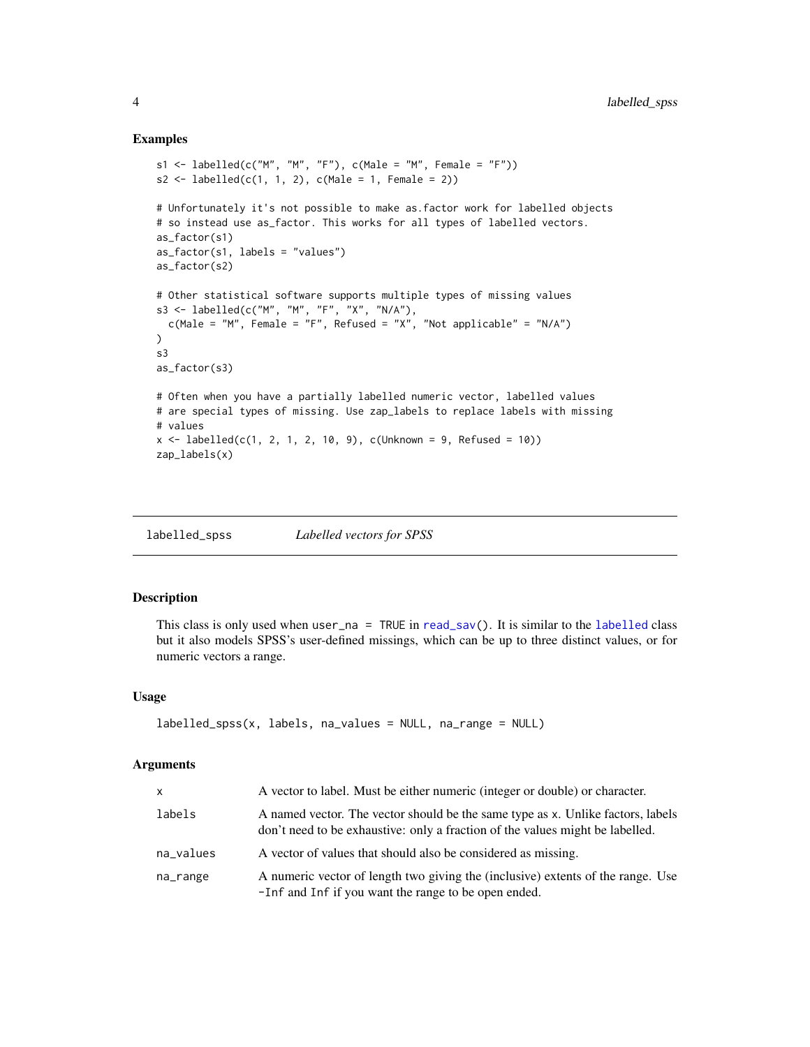## Examples

```
s1 <- labelled(c("M", "M", "F"), c(Male = "M", Female = "F"))
s2 <- labelled(c(1, 1, 2), c(Male = 1, Female = 2))

# Unfortunately it's not possible to make as.factor work for labelled objects
# so instead use as_factor. This works for all types of labelled vectors.
as_factor(s1)
as_factor(s1, labels = "values")
as_factor(s2)

# Other statistical software supports multiple types of missing values
s3 <- labelled(c("M", "M", "F", "X", "N/A"),
  c(Male = "M", Female = "F", Refused = "X", "Not applicable" = "N/A")
)
s3
as_factor(s3)

# Often when you have a partially labelled numeric vector, labelled values
# are special types of missing. Use zap_labels to replace labels with missing
# values
x <- labelled(c(1, 2, 1, 2, 10, 9), c(Unknown = 9, Refused = 10))
zap_labels(x)
```

---

# labelled_spss — *Labelled vectors for SPSS*

## Description

This class is only used when `user_na = TRUE` in `read_sav()`. It is similar to the `labelled` class but it also models SPSS's user-defined missings, which can be up to three distinct values, or for numeric vectors a range.

## Usage

```
labelled_spss(x, labels, na_values = NULL, na_range = NULL)
```

## Arguments

| Argument | Description |
|---|---|
| `x` | A vector to label. Must be either numeric (integer or double) or character. |
| `labels` | A named vector. The vector should be the same type as x. Unlike factors, labels don't need to be exhaustive: only a fraction of the values might be labelled. |
| `na_values` | A vector of values that should also be considered as missing. |
| `na_range` | A numeric vector of length two giving the (inclusive) extents of the range. Use `-Inf` and `Inf` if you want the range to be open ended. |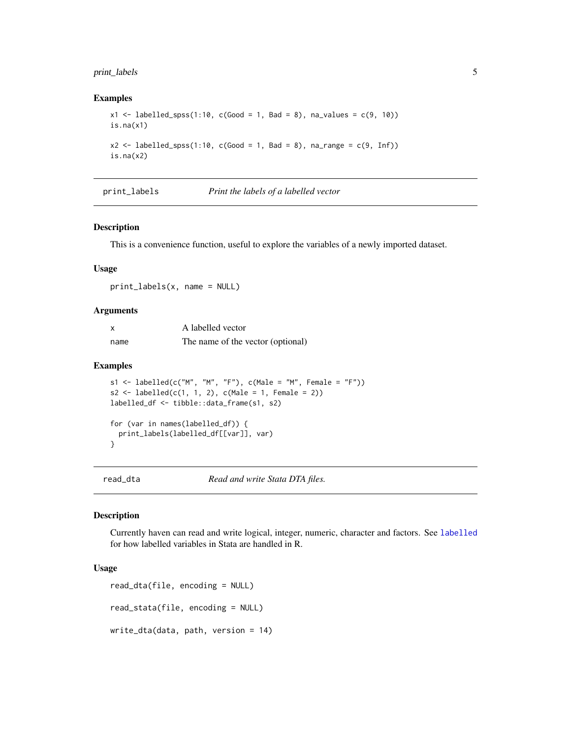### Examples

```
x1 <- labelled_spss(1:10, c(Good = 1, Bad = 8), na_values = c(9, 10))
is.na(x1)

x2 <- labelled_spss(1:10, c(Good = 1, Bad = 8), na_range = c(9, Inf))
is.na(x2)
```

---

## print_labels — *Print the labels of a labelled vector*

### Description

This is a convenience function, useful to explore the variables of a newly imported dataset.

### Usage

```
print_labels(x, name = NULL)
```

### Arguments

| | |
|---|---|
| x | A labelled vector |
| name | The name of the vector (optional) |

### Examples

```
s1 <- labelled(c("M", "M", "F"), c(Male = "M", Female = "F"))
s2 <- labelled(c(1, 1, 2), c(Male = 1, Female = 2))
labelled_df <- tibble::data_frame(s1, s2)

for (var in names(labelled_df)) {
  print_labels(labelled_df[[var]], var)
}
```

---

## read_dta — *Read and write Stata DTA files.*

### Description

Currently haven can read and write logical, integer, numeric, character and factors. See `labelled` for how labelled variables in Stata are handled in R.

### Usage

```
read_dta(file, encoding = NULL)

read_stata(file, encoding = NULL)

write_dta(data, path, version = 14)
```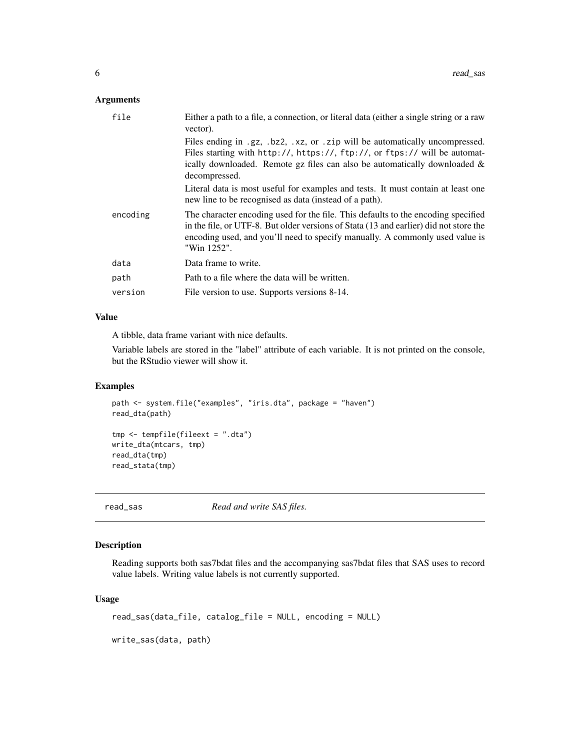### Arguments

| | |
|---|---|
| `file` | Either a path to a file, a connection, or literal data (either a single string or a raw vector). Files ending in `.gz`, `.bz2`, `.xz`, or `.zip` will be automatically uncompressed. Files starting with `http://`, `https://`, `ftp://`, or `ftps://` will be automatically downloaded. Remote gz files can also be automatically downloaded & decompressed. Literal data is most useful for examples and tests. It must contain at least one new line to be recognised as data (instead of a path). |
| `encoding` | The character encoding used for the file. This defaults to the encoding specified in the file, or UTF-8. But older versions of Stata (13 and earlier) did not store the encoding used, and you'll need to specify manually. A commonly used value is "Win 1252". |
| `data` | Data frame to write. |
| `path` | Path to a file where the data will be written. |
| `version` | File version to use. Supports versions 8-14. |

### Value

A tibble, data frame variant with nice defaults.

Variable labels are stored in the "label" attribute of each variable. It is not printed on the console, but the RStudio viewer will show it.

### Examples

```
path <- system.file("examples", "iris.dta", package = "haven")
read_dta(path)

tmp <- tempfile(fileext = ".dta")
write_dta(mtcars, tmp)
read_dta(tmp)
read_stata(tmp)
```

---

## read_sas *Read and write SAS files.*

---

### Description

Reading supports both sas7bdat files and the accompanying sas7bdat files that SAS uses to record value labels. Writing value labels is not currently supported.

### Usage

```
read_sas(data_file, catalog_file = NULL, encoding = NULL)

write_sas(data, path)
```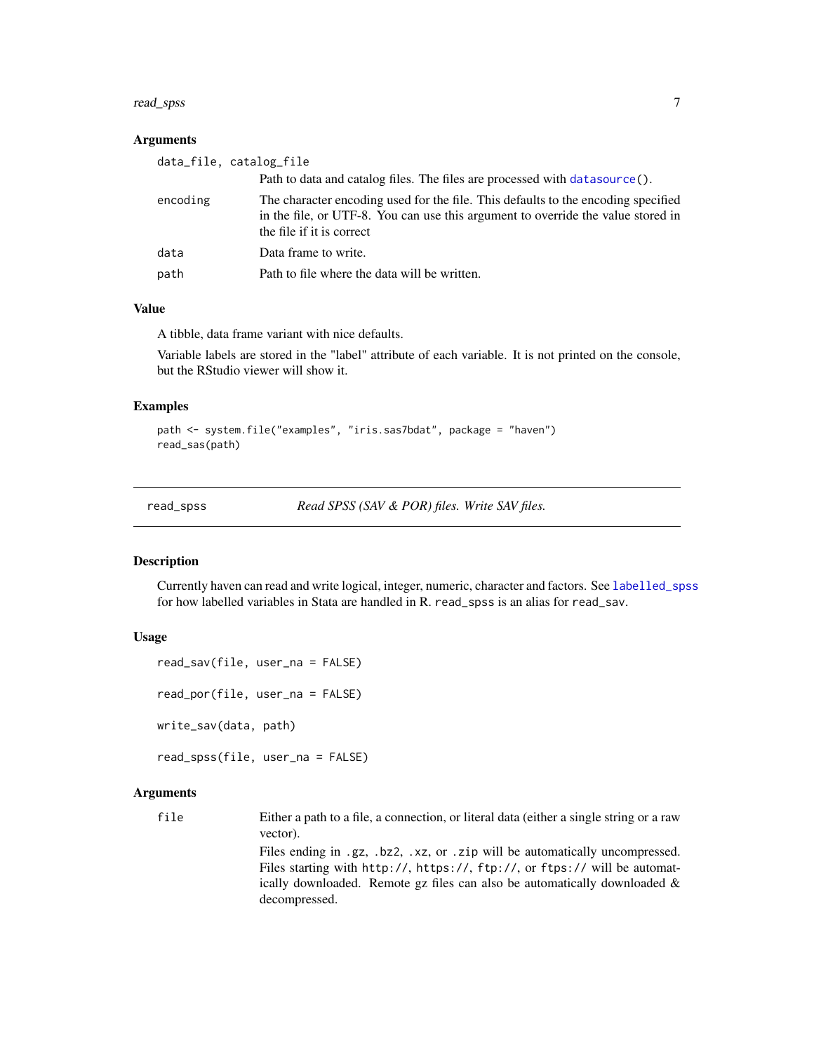### Arguments

| | |
|---|---|
| data_file, catalog_file | Path to data and catalog files. The files are processed with `datasource()`. |
| encoding | The character encoding used for the file. This defaults to the encoding specified in the file, or UTF-8. You can use this argument to override the value stored in the file if it is correct |
| data | Data frame to write. |
| path | Path to file where the data will be written. |

### Value

A tibble, data frame variant with nice defaults.

Variable labels are stored in the "label" attribute of each variable. It is not printed on the console, but the RStudio viewer will show it.

### Examples

```
path <- system.file("examples", "iris.sas7bdat", package = "haven")
read_sas(path)
```

---

## read_spss — *Read SPSS (SAV & POR) files. Write SAV files.*

---

### Description

Currently haven can read and write logical, integer, numeric, character and factors. See `labelled_spss` for how labelled variables in Stata are handled in R. `read_spss` is an alias for `read_sav`.

### Usage

```
read_sav(file, user_na = FALSE)

read_por(file, user_na = FALSE)

write_sav(data, path)

read_spss(file, user_na = FALSE)
```

### Arguments

| | |
|---|---|
| file | Either a path to a file, a connection, or literal data (either a single string or a raw vector). Files ending in `.gz`, `.bz2`, `.xz`, or `.zip` will be automatically uncompressed. Files starting with `http://`, `https://`, `ftp://`, or `ftps://` will be automatically downloaded. Remote gz files can also be automatically downloaded & decompressed. |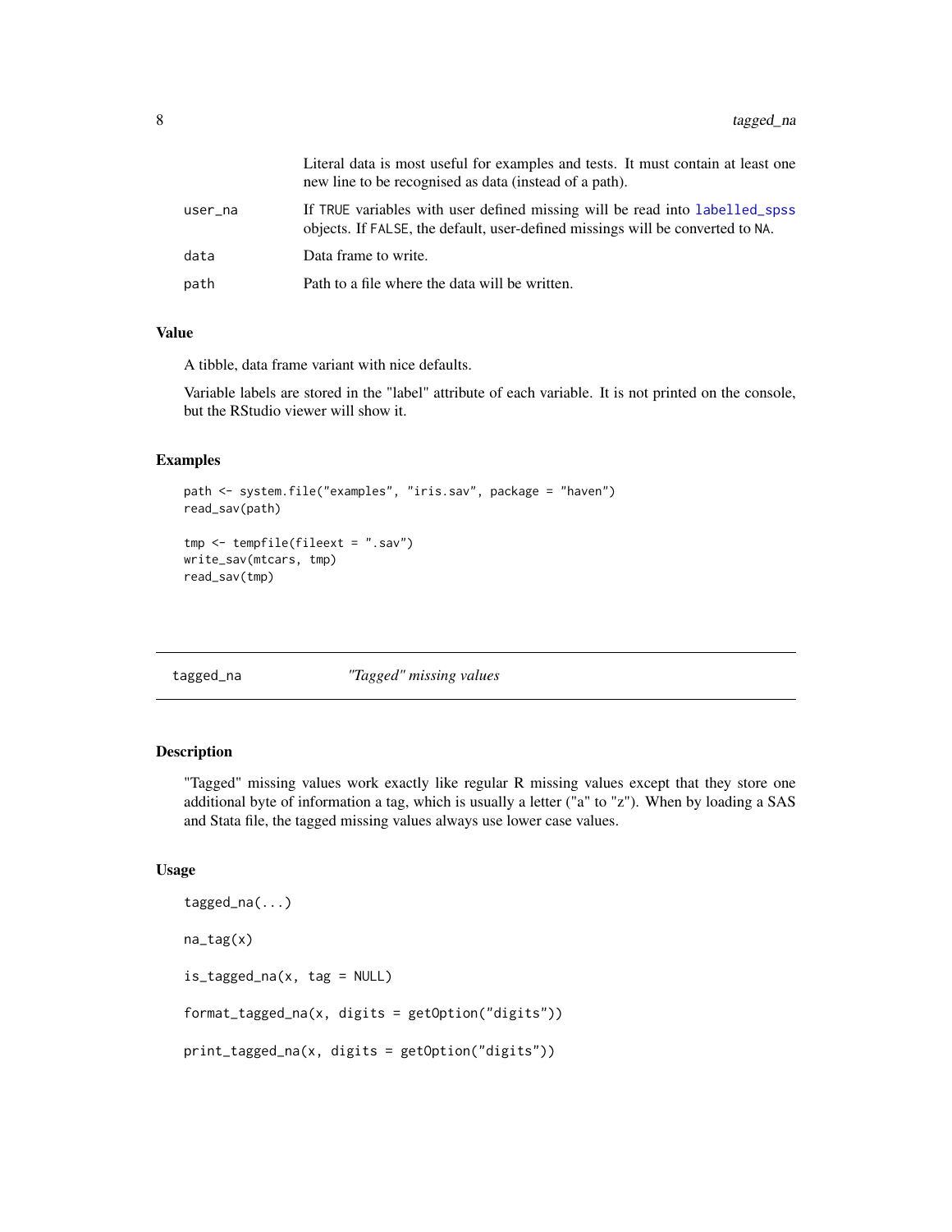| | |
|---|---|
| | Literal data is most useful for examples and tests. It must contain at least one new line to be recognised as data (instead of a path). |
| user_na | If TRUE variables with user defined missing will be read into labelled_spss objects. If FALSE, the default, user-defined missings will be converted to NA. |
| data | Data frame to write. |
| path | Path to a file where the data will be written. |

### Value

A tibble, data frame variant with nice defaults.

Variable labels are stored in the "label" attribute of each variable. It is not printed on the console, but the RStudio viewer will show it.

### Examples

```
path <- system.file("examples", "iris.sav", package = "haven")
read_sav(path)

tmp <- tempfile(fileext = ".sav")
write_sav(mtcars, tmp)
read_sav(tmp)
```

---

## tagged_na    *"Tagged" missing values*

---

### Description

"Tagged" missing values work exactly like regular R missing values except that they store one additional byte of information a tag, which is usually a letter ("a" to "z"). When by loading a SAS and Stata file, the tagged missing values always use lower case values.

### Usage

```
tagged_na(...)

na_tag(x)

is_tagged_na(x, tag = NULL)

format_tagged_na(x, digits = getOption("digits"))

print_tagged_na(x, digits = getOption("digits"))
```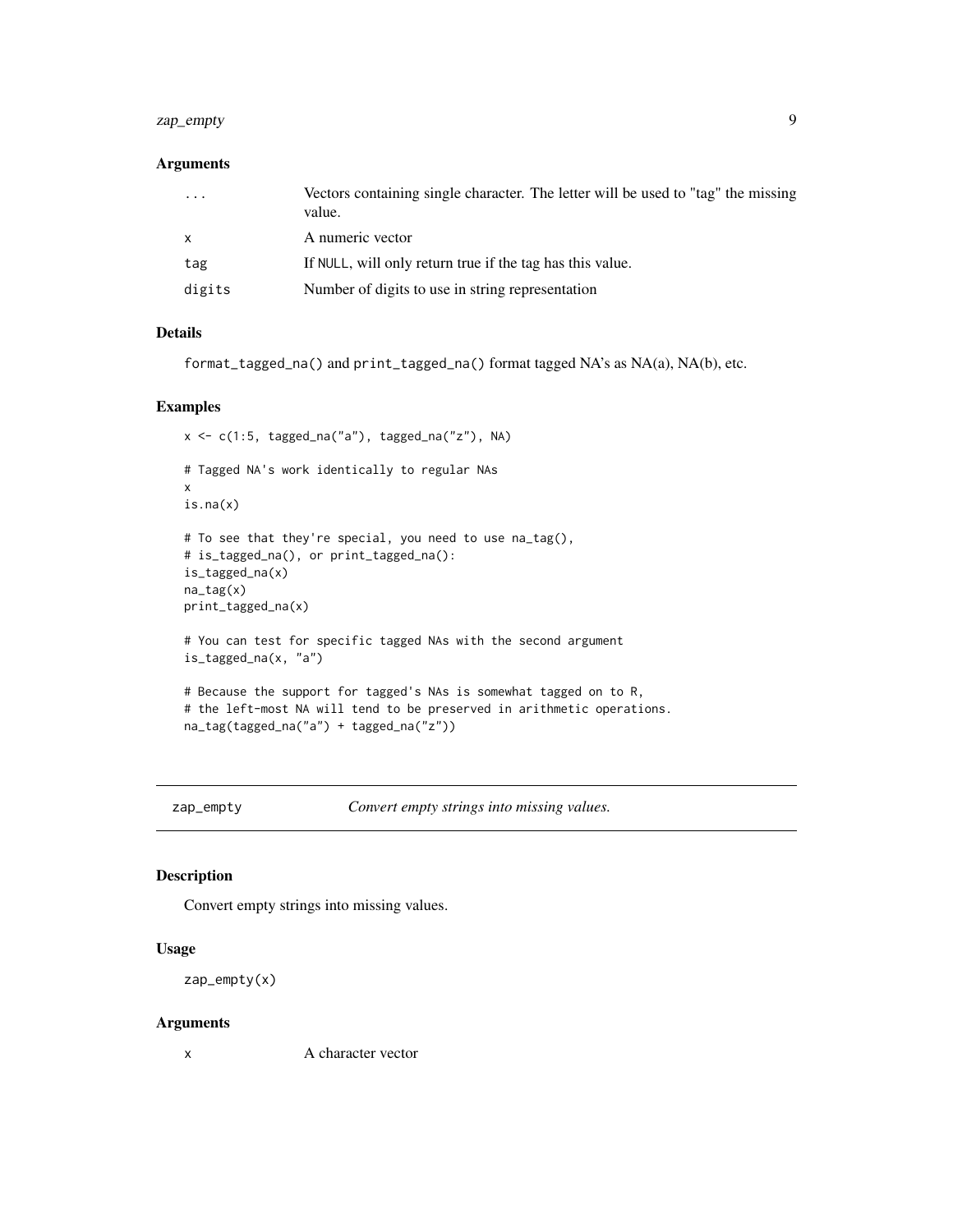### Arguments

| | |
|---|---|
| ... | Vectors containing single character. The letter will be used to "tag" the missing value. |
| x | A numeric vector |
| tag | If NULL, will only return true if the tag has this value. |
| digits | Number of digits to use in string representation |

### Details

format_tagged_na() and print_tagged_na() format tagged NA's as NA(a), NA(b), etc.

### Examples

```
x <- c(1:5, tagged_na("a"), tagged_na("z"), NA)

# Tagged NA's work identically to regular NAs
x
is.na(x)

# To see that they're special, you need to use na_tag(),
# is_tagged_na(), or print_tagged_na():
is_tagged_na(x)
na_tag(x)
print_tagged_na(x)

# You can test for specific tagged NAs with the second argument
is_tagged_na(x, "a")

# Because the support for tagged's NAs is somewhat tagged on to R,
# the left-most NA will tend to be preserved in arithmetic operations.
na_tag(tagged_na("a") + tagged_na("z"))
```

---

## zap_empty — *Convert empty strings into missing values.*

---

### Description

Convert empty strings into missing values.

### Usage

```
zap_empty(x)
```

### Arguments

| | |
|---|---|
| x | A character vector |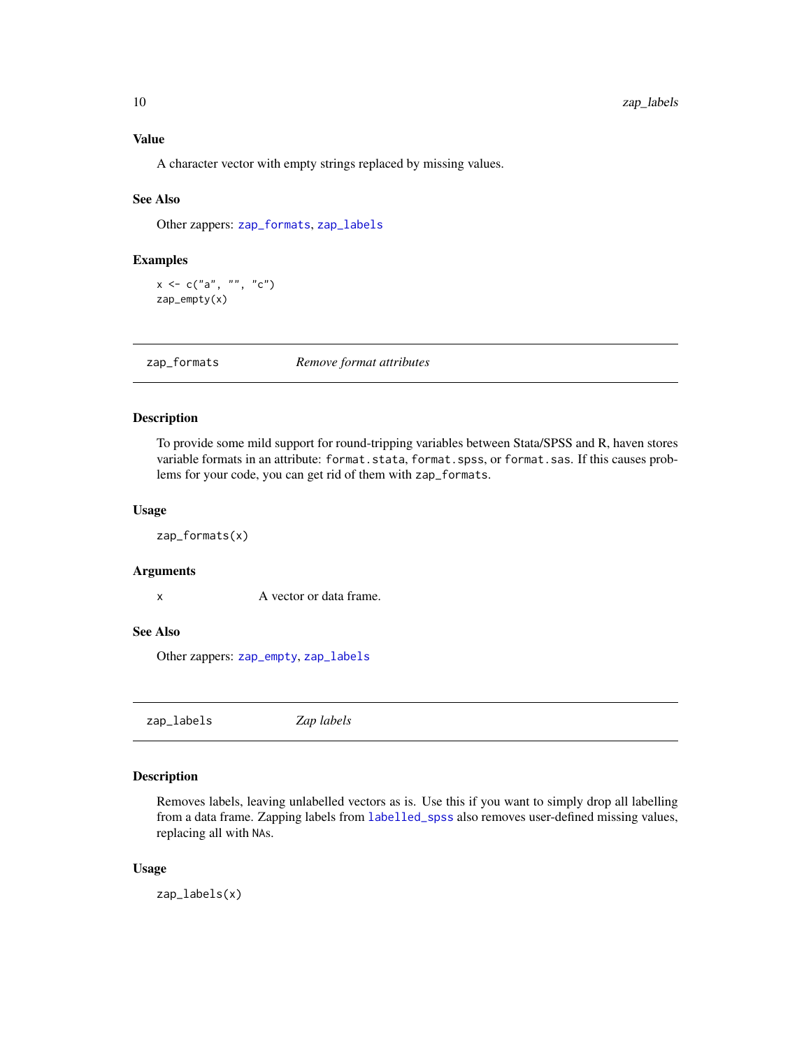### Value

A character vector with empty strings replaced by missing values.

### See Also

Other zappers: `zap_formats`, `zap_labels`

### Examples

```
x <- c("a", "", "c")
zap_empty(x)
```

---

## `zap_formats` *Remove format attributes*

---

### Description

To provide some mild support for round-tripping variables between Stata/SPSS and R, haven stores variable formats in an attribute: `format.stata`, `format.spss`, or `format.sas`. If this causes problems for your code, you can get rid of them with `zap_formats`.

### Usage

```
zap_formats(x)
```

### Arguments

| | |
|---|---|
| `x` | A vector or data frame. |

### See Also

Other zappers: `zap_empty`, `zap_labels`

---

## `zap_labels` *Zap labels*

---

### Description

Removes labels, leaving unlabelled vectors as is. Use this if you want to simply drop all labelling from a data frame. Zapping labels from `labelled_spss` also removes user-defined missing values, replacing all with `NA`s.

### Usage

```
zap_labels(x)
```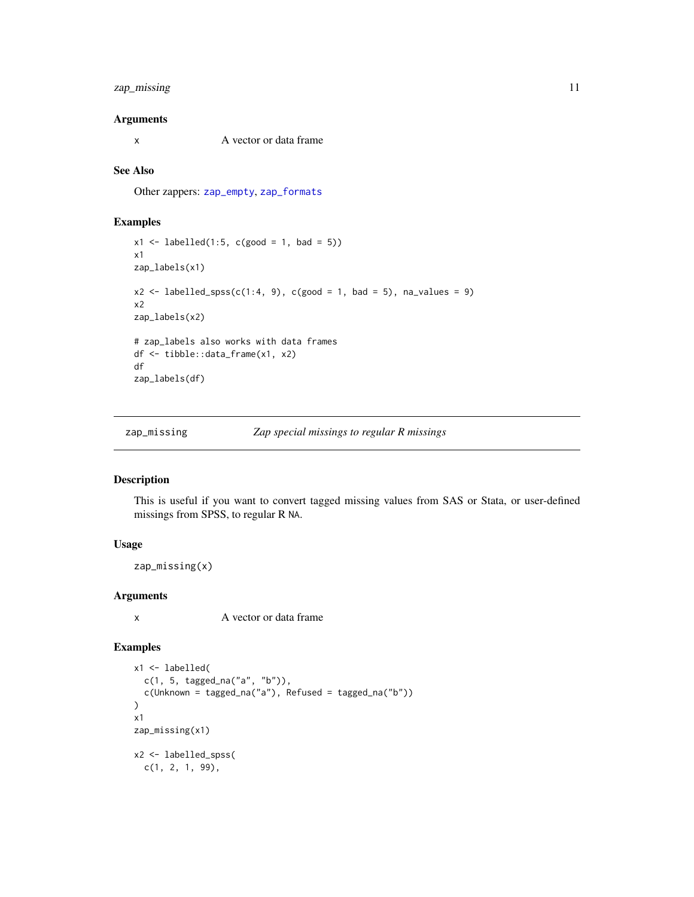### Arguments

x A vector or data frame

### See Also

Other zappers: zap_empty, zap_formats

### Examples

```
x1 <- labelled(1:5, c(good = 1, bad = 5))
x1
zap_labels(x1)

x2 <- labelled_spss(c(1:4, 9), c(good = 1, bad = 5), na_values = 9)
x2
zap_labels(x2)

# zap_labels also works with data frames
df <- tibble::data_frame(x1, x2)
df
zap_labels(df)
```

---

## zap_missing *Zap special missings to regular R missings*

### Description

This is useful if you want to convert tagged missing values from SAS or Stata, or user-defined missings from SPSS, to regular R NA.

### Usage

```
zap_missing(x)
```

### Arguments

x A vector or data frame

### Examples

```
x1 <- labelled(
  c(1, 5, tagged_na("a", "b")),
  c(Unknown = tagged_na("a"), Refused = tagged_na("b"))
)
x1
zap_missing(x1)

x2 <- labelled_spss(
  c(1, 2, 1, 99),
```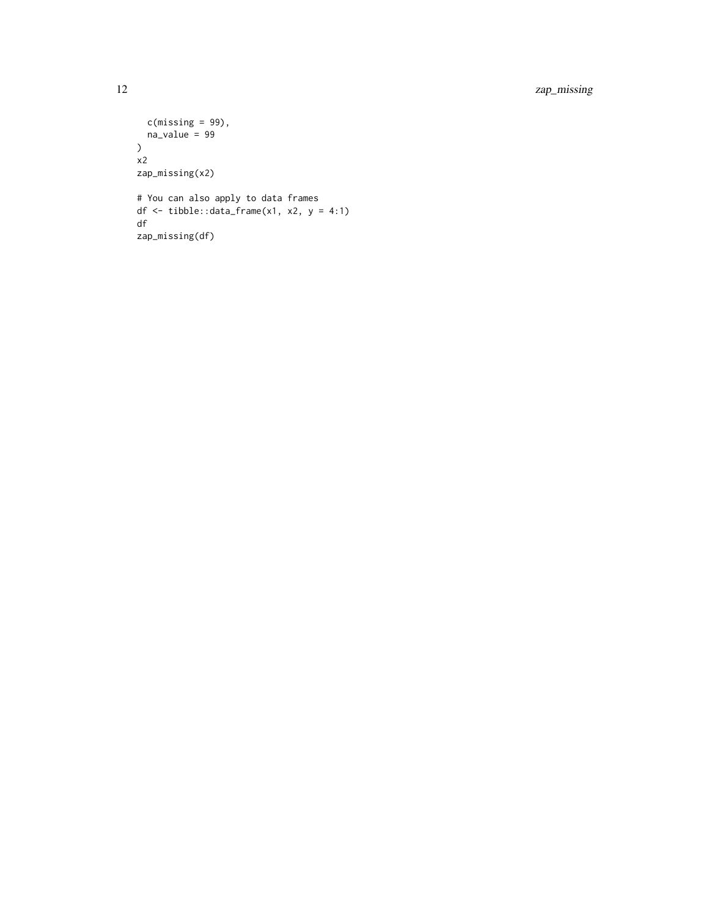```
  c(missing = 99),
  na_value = 99
)
x2
zap_missing(x2)

# You can also apply to data frames
df <- tibble::data_frame(x1, x2, y = 4:1)
df
zap_missing(df)
```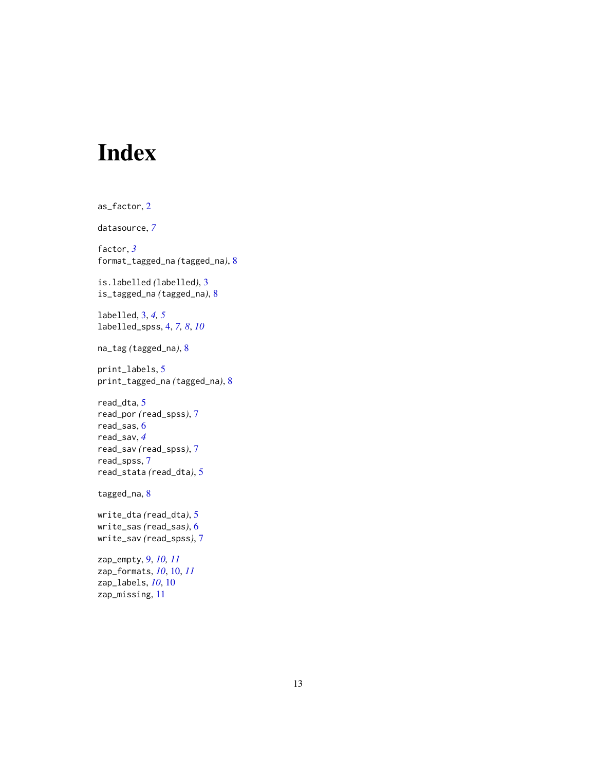# Index

as_factor, 2

datasource, *7*

factor, *3*
format_tagged_na (tagged_na), 8

is.labelled (labelled), 3
is_tagged_na (tagged_na), 8

labelled, 3, *4, 5*
labelled_spss, 4, *7, 8*, *10*

na_tag (tagged_na), 8

print_labels, 5
print_tagged_na (tagged_na), 8

read_dta, 5
read_por (read_spss), 7
read_sas, 6
read_sav, *4*
read_sav (read_spss), 7
read_spss, 7
read_stata (read_dta), 5

tagged_na, 8

write_dta (read_dta), 5
write_sas (read_sas), 6
write_sav (read_spss), 7

zap_empty, 9, *10, 11*
zap_formats, *10*, 10, *11*
zap_labels, *10*, 10
zap_missing, 11